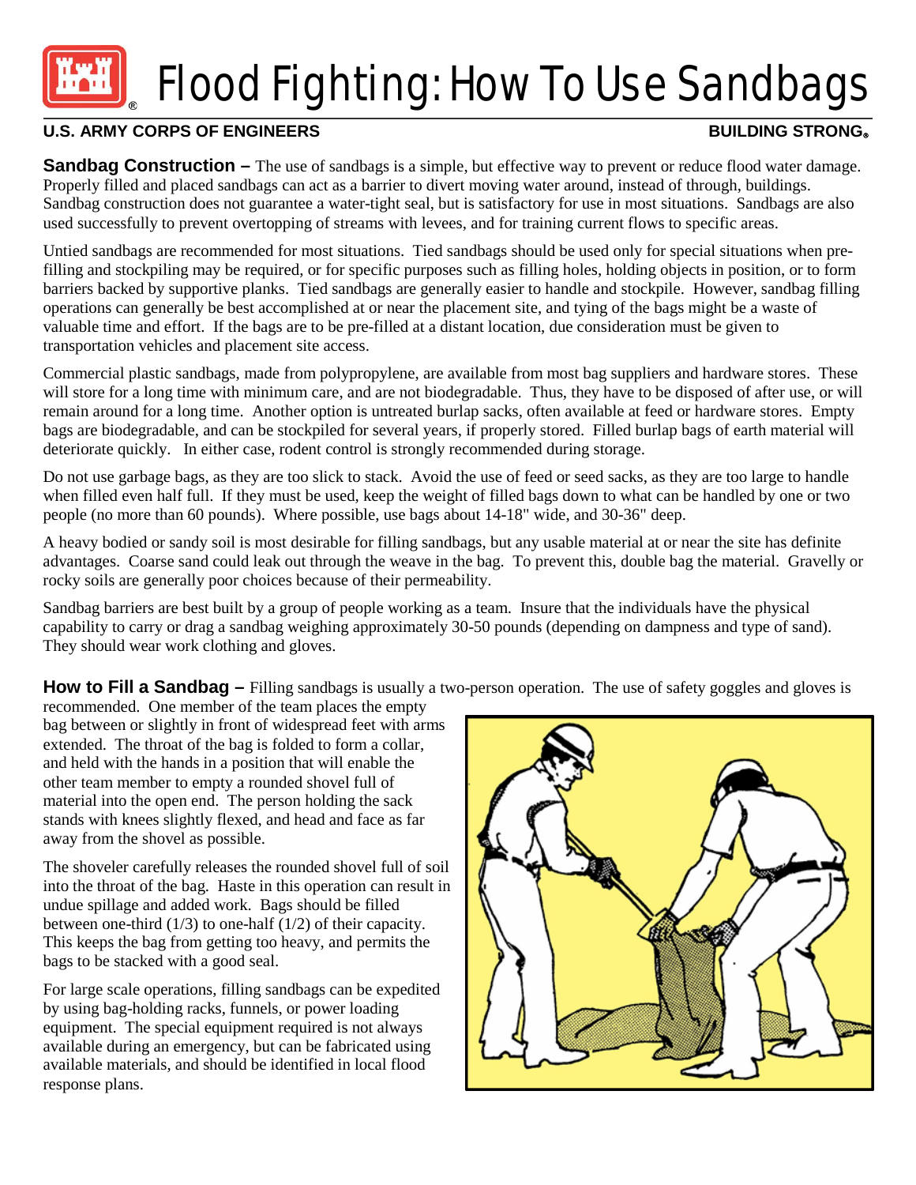# Flood Fighting: How To Use Sandbags

**U.S. ARMY CORPS OF ENGINEERS** **BUILDING STRONG®**

**Sandbag Construction –** The use of sandbags is a simple, but effective way to prevent or reduce flood water damage. Properly filled and placed sandbags can act as a barrier to divert moving water around, instead of through, buildings. Sandbag construction does not guarantee a water-tight seal, but is satisfactory for use in most situations. Sandbags are also used successfully to prevent overtopping of streams with levees, and for training current flows to specific areas.

Untied sandbags are recommended for most situations. Tied sandbags should be used only for special situations when pre-filling and stockpiling may be required, or for specific purposes such as filling holes, holding objects in position, or to form barriers backed by supportive planks. Tied sandbags are generally easier to handle and stockpile. However, sandbag filling operations can generally be best accomplished at or near the placement site, and tying of the bags might be a waste of valuable time and effort. If the bags are to be pre-filled at a distant location, due consideration must be given to transportation vehicles and placement site access.

Commercial plastic sandbags, made from polypropylene, are available from most bag suppliers and hardware stores. These will store for a long time with minimum care, and are not biodegradable. Thus, they have to be disposed of after use, or will remain around for a long time. Another option is untreated burlap sacks, often available at feed or hardware stores. Empty bags are biodegradable, and can be stockpiled for several years, if properly stored. Filled burlap bags of earth material will deteriorate quickly. In either case, rodent control is strongly recommended during storage.

Do not use garbage bags, as they are too slick to stack. Avoid the use of feed or seed sacks, as they are too large to handle when filled even half full. If they must be used, keep the weight of filled bags down to what can be handled by one or two people (no more than 60 pounds). Where possible, use bags about 14-18" wide, and 30-36" deep.

A heavy bodied or sandy soil is most desirable for filling sandbags, but any usable material at or near the site has definite advantages. Coarse sand could leak out through the weave in the bag. To prevent this, double bag the material. Gravelly or rocky soils are generally poor choices because of their permeability.

Sandbag barriers are best built by a group of people working as a team. Insure that the individuals have the physical capability to carry or drag a sandbag weighing approximately 30-50 pounds (depending on dampness and type of sand). They should wear work clothing and gloves.

**How to Fill a Sandbag –** Filling sandbags is usually a two-person operation. The use of safety goggles and gloves is recommended. One member of the team places the empty bag between or slightly in front of widespread feet with arms extended. The throat of the bag is folded to form a collar, and held with the hands in a position that will enable the other team member to empty a rounded shovel full of material into the open end. The person holding the sack stands with knees slightly flexed, and head and face as far away from the shovel as possible.

The shoveler carefully releases the rounded shovel full of soil into the throat of the bag. Haste in this operation can result in undue spillage and added work. Bags should be filled between one-third (1/3) to one-half (1/2) of their capacity. This keeps the bag from getting too heavy, and permits the bags to be stacked with a good seal.

For large scale operations, filling sandbags can be expedited by using bag-holding racks, funnels, or power loading equipment. The special equipment required is not always available during an emergency, but can be fabricated using available materials, and should be identified in local flood response plans.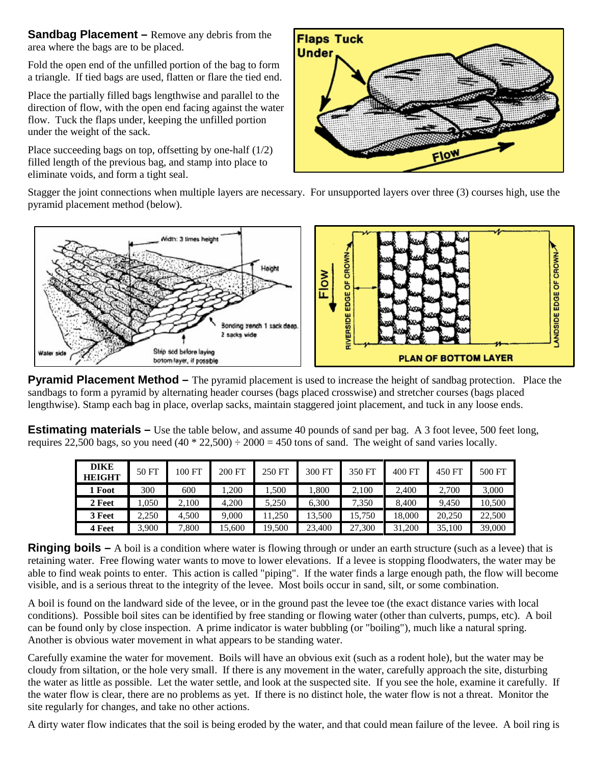**Sandbag Placement –** Remove any debris from the area where the bags are to be placed.

Fold the open end of the unfilled portion of the bag to form a triangle. If tied bags are used, flatten or flare the tied end.

Place the partially filled bags lengthwise and parallel to the direction of flow, with the open end facing against the water flow. Tuck the flaps under, keeping the unfilled portion under the weight of the sack.

Place succeeding bags on top, offsetting by one-half (1/2) filled length of the previous bag, and stamp into place to eliminate voids, and form a tight seal.

Stagger the joint connections when multiple layers are necessary. For unsupported layers over three (3) courses high, use the pyramid placement method (below).

**Pyramid Placement Method –** The pyramid placement is used to increase the height of sandbag protection. Place the sandbags to form a pyramid by alternating header courses (bags placed crosswise) and stretcher courses (bags placed lengthwise). Stamp each bag in place, overlap sacks, maintain staggered joint placement, and tuck in any loose ends.

**Estimating materials –** Use the table below, and assume 40 pounds of sand per bag. A 3 foot levee, 500 feet long, requires 22,500 bags, so you need (40 * 22,500) ÷ 2000 = 450 tons of sand. The weight of sand varies locally.

| DIKE HEIGHT | 50 FT | 100 FT | 200 FT | 250 FT | 300 FT | 350 FT | 400 FT | 450 FT | 500 FT |
|---|---|---|---|---|---|---|---|---|---|
| **1 Foot** | 300 | 600 | 1,200 | 1,500 | 1,800 | 2,100 | 2,400 | 2,700 | 3,000 |
| **2 Feet** | 1,050 | 2,100 | 4,200 | 5,250 | 6,300 | 7,350 | 8,400 | 9,450 | 10,500 |
| **3 Feet** | 2,250 | 4,500 | 9,000 | 11,250 | 13,500 | 15,750 | 18,000 | 20,250 | 22,500 |
| **4 Feet** | 3,900 | 7,800 | 15,600 | 19,500 | 23,400 | 27,300 | 31,200 | 35,100 | 39,000 |

**Ringing boils –** A boil is a condition where water is flowing through or under an earth structure (such as a levee) that is retaining water. Free flowing water wants to move to lower elevations. If a levee is stopping floodwaters, the water may be able to find weak points to enter. This action is called "piping". If the water finds a large enough path, the flow will become visible, and is a serious threat to the integrity of the levee. Most boils occur in sand, silt, or some combination.

A boil is found on the landward side of the levee, or in the ground past the levee toe (the exact distance varies with local conditions). Possible boil sites can be identified by free standing or flowing water (other than culverts, pumps, etc). A boil can be found only by close inspection. A prime indicator is water bubbling (or "boiling"), much like a natural spring. Another is obvious water movement in what appears to be standing water.

Carefully examine the water for movement. Boils will have an obvious exit (such as a rodent hole), but the water may be cloudy from siltation, or the hole very small. If there is any movement in the water, carefully approach the site, disturbing the water as little as possible. Let the water settle, and look at the suspected site. If you see the hole, examine it carefully. If the water flow is clear, there are no problems as yet. If there is no distinct hole, the water flow is not a threat. Monitor the site regularly for changes, and take no other actions.

A dirty water flow indicates that the soil is being eroded by the water, and that could mean failure of the levee. A boil ring is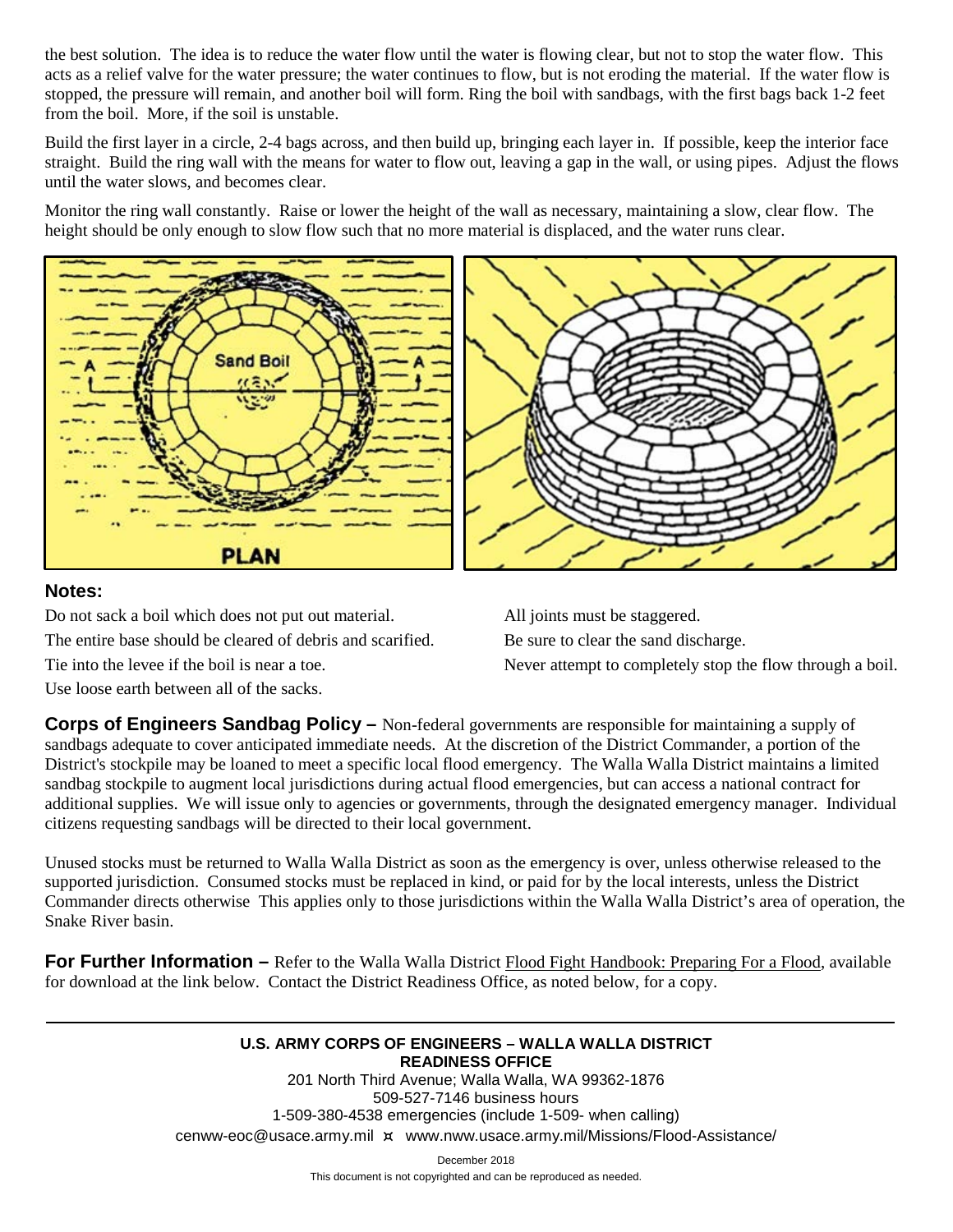the best solution. The idea is to reduce the water flow until the water is flowing clear, but not to stop the water flow. This acts as a relief valve for the water pressure; the water continues to flow, but is not eroding the material. If the water flow is stopped, the pressure will remain, and another boil will form. Ring the boil with sandbags, with the first bags back 1-2 feet from the boil. More, if the soil is unstable.

Build the first layer in a circle, 2-4 bags across, and then build up, bringing each layer in. If possible, keep the interior face straight. Build the ring wall with the means for water to flow out, leaving a gap in the wall, or using pipes. Adjust the flows until the water slows, and becomes clear.

Monitor the ring wall constantly. Raise or lower the height of the wall as necessary, maintaining a slow, clear flow. The height should be only enough to slow flow such that no more material is displaced, and the water runs clear.

A

Sand Boil

A

PLAN

**Notes:**

Do not sack a boil which does not put out material.

The entire base should be cleared of debris and scarified.

Tie into the levee if the boil is near a toe.

Use loose earth between all of the sacks.

All joints must be staggered.

Be sure to clear the sand discharge.

Never attempt to completely stop the flow through a boil.

**Corps of Engineers Sandbag Policy –** Non-federal governments are responsible for maintaining a supply of sandbags adequate to cover anticipated immediate needs. At the discretion of the District Commander, a portion of the District's stockpile may be loaned to meet a specific local flood emergency. The Walla Walla District maintains a limited sandbag stockpile to augment local jurisdictions during actual flood emergencies, but can access a national contract for additional supplies. We will issue only to agencies or governments, through the designated emergency manager. Individual citizens requesting sandbags will be directed to their local government.

Unused stocks must be returned to Walla Walla District as soon as the emergency is over, unless otherwise released to the supported jurisdiction. Consumed stocks must be replaced in kind, or paid for by the local interests, unless the District Commander directs otherwise This applies only to those jurisdictions within the Walla Walla District's area of operation, the Snake River basin.

**For Further Information –** Refer to the Walla Walla District Flood Fight Handbook: Preparing For a Flood, available for download at the link below. Contact the District Readiness Office, as noted below, for a copy.

---

**U.S. ARMY CORPS OF ENGINEERS – WALLA WALLA DISTRICT**
**READINESS OFFICE**

201 North Third Avenue; Walla Walla, WA 99362-1876
509-527-7146 business hours
1-509-380-4538 emergencies (include 1-509- when calling)
cenww-eoc@usace.army.mil ¤ www.nww.usace.army.mil/Missions/Flood-Assistance/

December 2018

This document is not copyrighted and can be reproduced as needed.